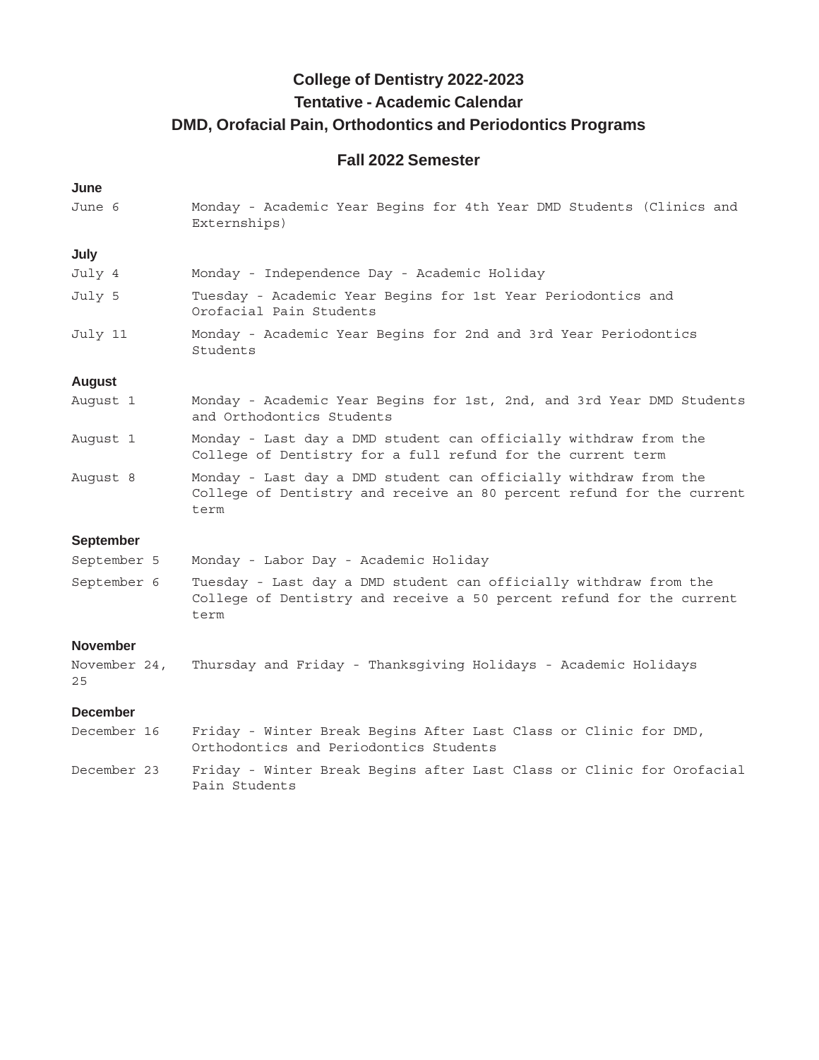# College of Dentistry 2022-2023
## Tentative - Academic Calendar
## DMD, Orofacial Pain, Orthodontics and Periodontics Programs

### Fall 2022 Semester

**June**

| | |
|---|---|
| June 6 | Monday - Academic Year Begins for 4th Year DMD Students (Clinics and Externships) |

**July**

| | |
|---|---|
| July 4 | Monday - Independence Day - Academic Holiday |
| July 5 | Tuesday - Academic Year Begins for 1st Year Periodontics and Orofacial Pain Students |
| July 11 | Monday - Academic Year Begins for 2nd and 3rd Year Periodontics Students |

**August**

| | |
|---|---|
| August 1 | Monday - Academic Year Begins for 1st, 2nd, and 3rd Year DMD Students and Orthodontics Students |
| August 1 | Monday - Last day a DMD student can officially withdraw from the College of Dentistry for a full refund for the current term |
| August 8 | Monday - Last day a DMD student can officially withdraw from the College of Dentistry and receive an 80 percent refund for the current term |

**September**

| | |
|---|---|
| September 5 | Monday - Labor Day - Academic Holiday |
| September 6 | Tuesday - Last day a DMD student can officially withdraw from the College of Dentistry and receive a 50 percent refund for the current term |

**November**

| | |
|---|---|
| November 24, 25 | Thursday and Friday - Thanksgiving Holidays - Academic Holidays |

**December**

| | |
|---|---|
| December 16 | Friday - Winter Break Begins After Last Class or Clinic for DMD, Orthodontics and Periodontics Students |
| December 23 | Friday - Winter Break Begins after Last Class or Clinic for Orofacial Pain Students |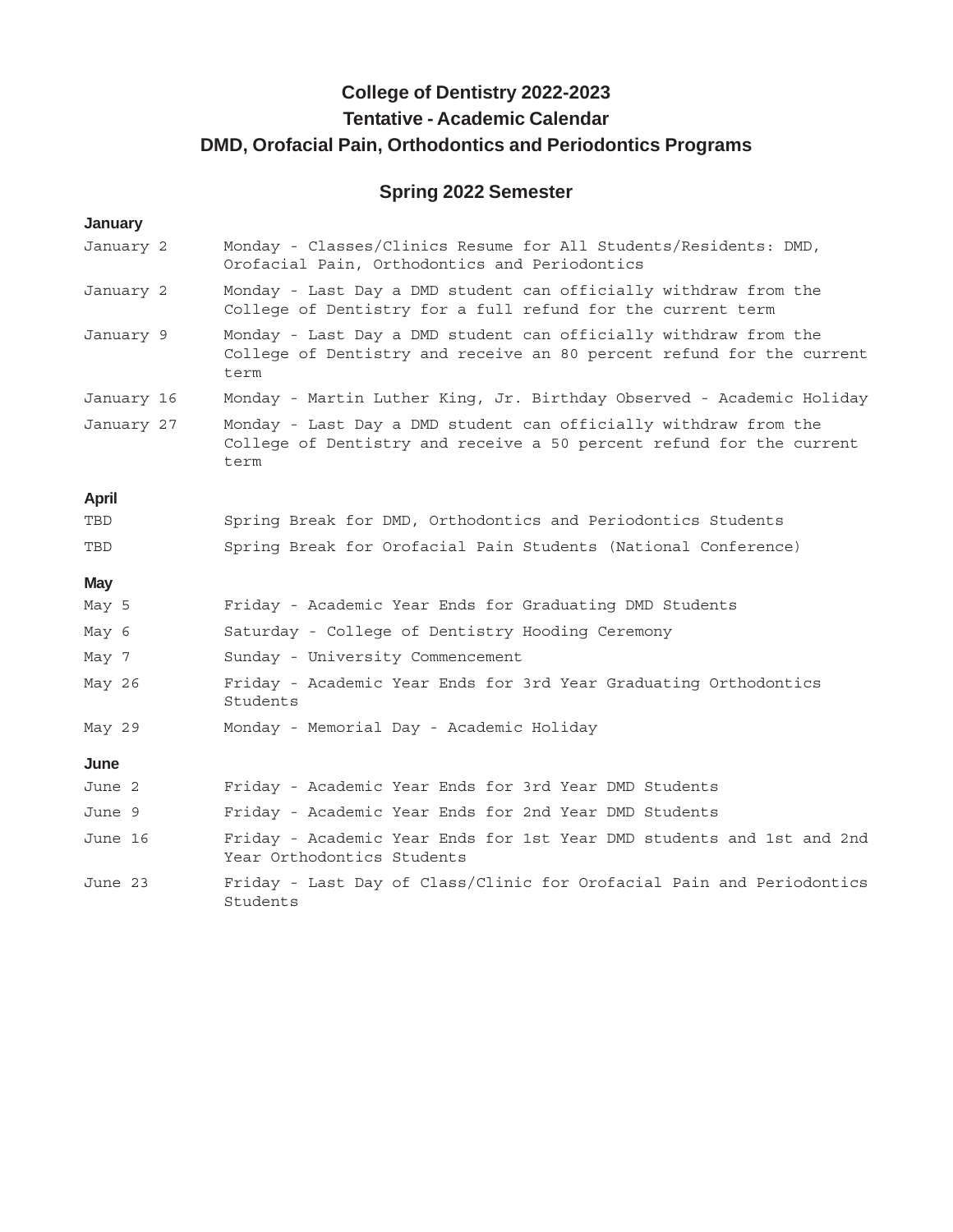## College of Dentistry 2022-2023
## Tentative - Academic Calendar
## DMD, Orofacial Pain, Orthodontics and Periodontics Programs

### Spring 2022 Semester

**January**

| | |
|---|---|
| January 2 | Monday - Classes/Clinics Resume for All Students/Residents: DMD, Orofacial Pain, Orthodontics and Periodontics |
| January 2 | Monday - Last Day a DMD student can officially withdraw from the College of Dentistry for a full refund for the current term |
| January 9 | Monday - Last Day a DMD student can officially withdraw from the College of Dentistry and receive an 80 percent refund for the current term |
| January 16 | Monday - Martin Luther King, Jr. Birthday Observed - Academic Holiday |
| January 27 | Monday - Last Day a DMD student can officially withdraw from the College of Dentistry and receive a 50 percent refund for the current term |

**April**

| | |
|---|---|
| TBD | Spring Break for DMD, Orthodontics and Periodontics Students |
| TBD | Spring Break for Orofacial Pain Students (National Conference) |

**May**

| | |
|---|---|
| May 5 | Friday - Academic Year Ends for Graduating DMD Students |
| May 6 | Saturday - College of Dentistry Hooding Ceremony |
| May 7 | Sunday - University Commencement |
| May 26 | Friday - Academic Year Ends for 3rd Year Graduating Orthodontics Students |
| May 29 | Monday - Memorial Day - Academic Holiday |

**June**

| | |
|---|---|
| June 2 | Friday - Academic Year Ends for 3rd Year DMD Students |
| June 9 | Friday - Academic Year Ends for 2nd Year DMD Students |
| June 16 | Friday - Academic Year Ends for 1st Year DMD students and 1st and 2nd Year Orthodontics Students |
| June 23 | Friday - Last Day of Class/Clinic for Orofacial Pain and Periodontics Students |